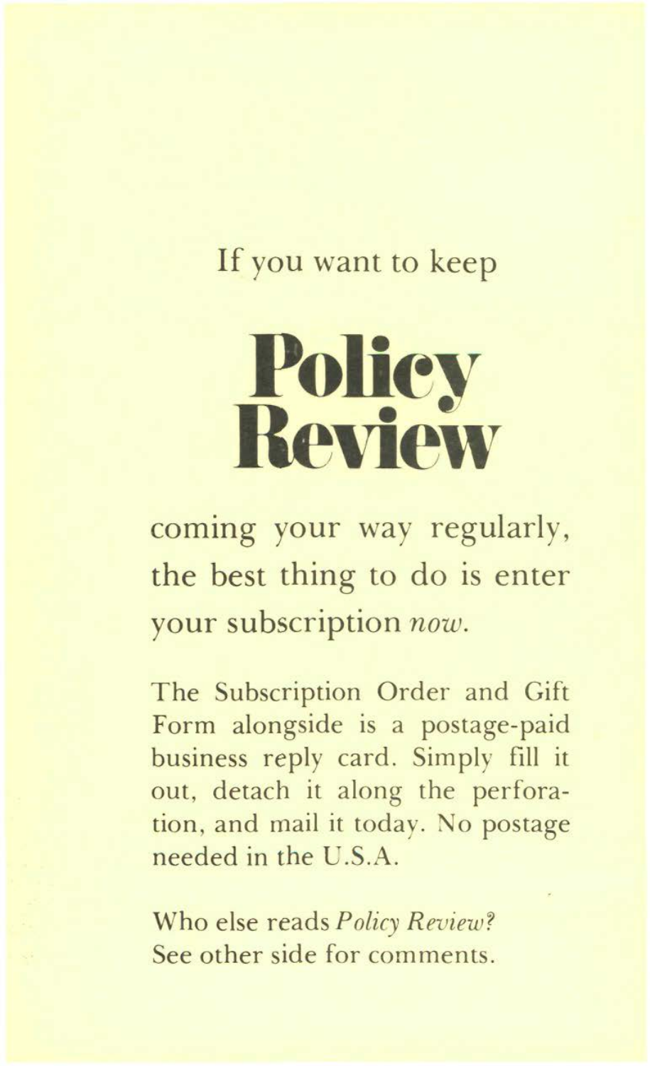If you want to keep

# Policy Review

coming your way regularly, the best thing to do is enter your subscription *now*.

The Subscription Order and Gift Form alongside is a postage-paid business reply card. Simply fill it out, detach it along the perforation, and mail it today. No postage needed in the U.S.A.

Who else reads *Policy Review?* See other side for comments.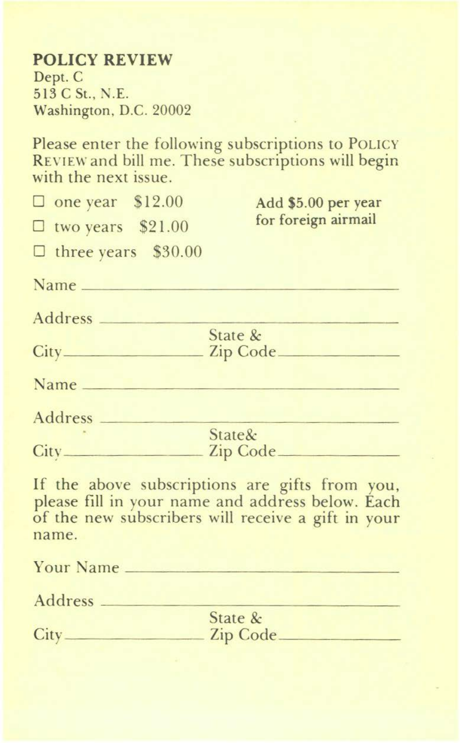**POLICY REVIEW**
Dept. C
513 C St., N.E.
Washington, D.C. 20002

Please enter the following subscriptions to POLICY REVIEW and bill me. These subscriptions will begin with the next issue.

☐ one year $12.00

☐ two years $21.00

☐ three years $30.00

**Add $5.00 per year for foreign airmail**

Name \_\_\_\_\_\_\_\_\_\_\_\_\_\_\_\_\_\_\_\_\_\_\_\_\_\_\_\_\_\_

Address \_\_\_\_\_\_\_\_\_\_\_\_\_\_\_\_\_\_\_\_\_\_\_\_\_\_\_\_\_\_

City \_\_\_\_\_\_\_\_\_\_\_\_\_\_\_ State & Zip Code \_\_\_\_\_\_\_\_\_\_\_\_\_\_\_

Name \_\_\_\_\_\_\_\_\_\_\_\_\_\_\_\_\_\_\_\_\_\_\_\_\_\_\_\_\_\_

Address \_\_\_\_\_\_\_\_\_\_\_\_\_\_\_\_\_\_\_\_\_\_\_\_\_\_\_\_\_\_

City \_\_\_\_\_\_\_\_\_\_\_\_\_\_\_ State& Zip Code \_\_\_\_\_\_\_\_\_\_\_\_\_\_\_

If the above subscriptions are gifts from you, please fill in your name and address below. Each of the new subscribers will receive a gift in your name.

Your Name \_\_\_\_\_\_\_\_\_\_\_\_\_\_\_\_\_\_\_\_\_\_\_\_\_\_\_\_\_\_

Address \_\_\_\_\_\_\_\_\_\_\_\_\_\_\_\_\_\_\_\_\_\_\_\_\_\_\_\_\_\_

City \_\_\_\_\_\_\_\_\_\_\_\_\_\_\_ State & Zip Code \_\_\_\_\_\_\_\_\_\_\_\_\_\_\_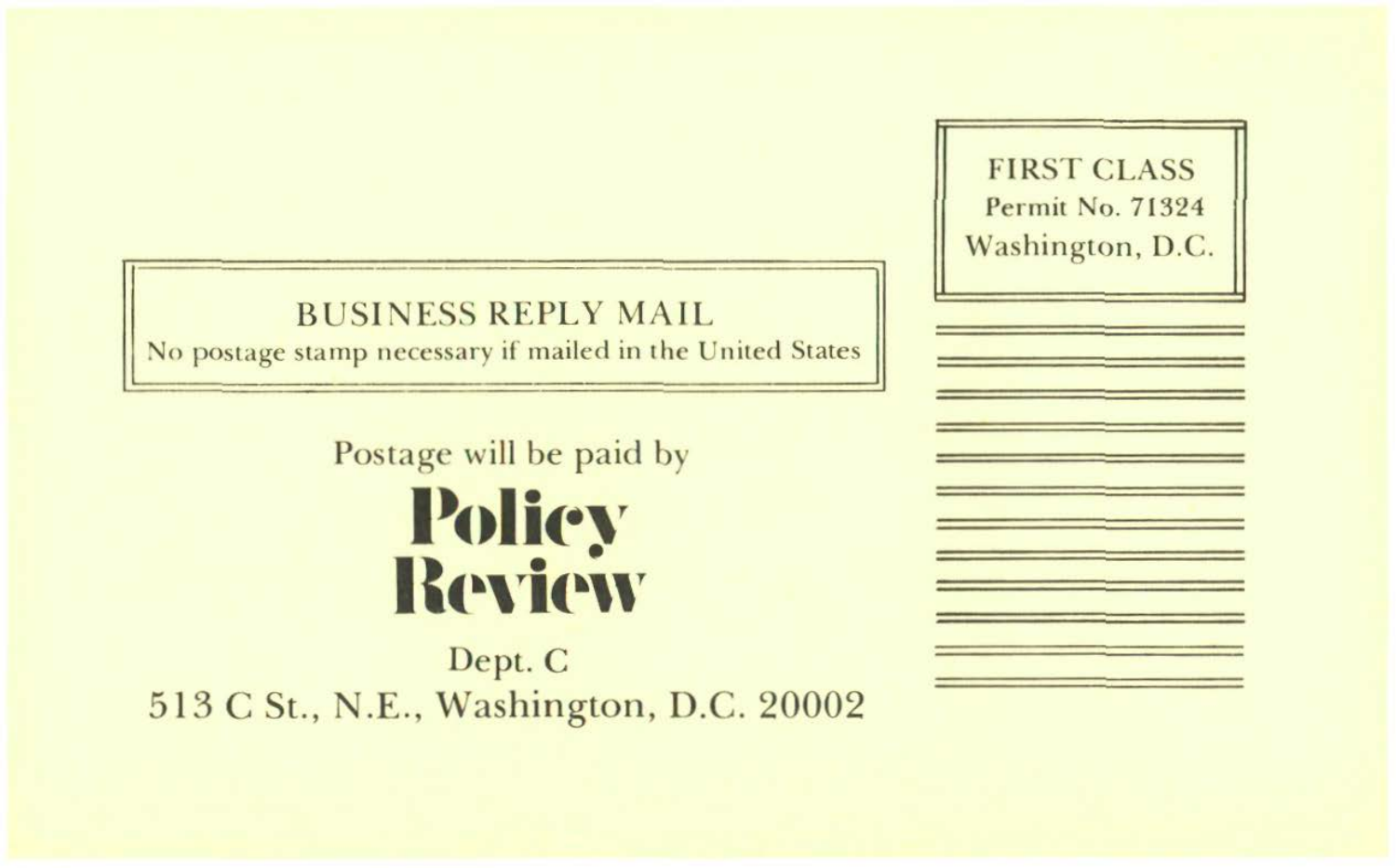FIRST CLASS
Permit No. 71324
Washington, D.C.

BUSINESS REPLY MAIL
No postage stamp necessary if mailed in the United States

Postage will be paid by

**Policy Review**

Dept. C
513 C St., N.E., Washington, D.C. 20002